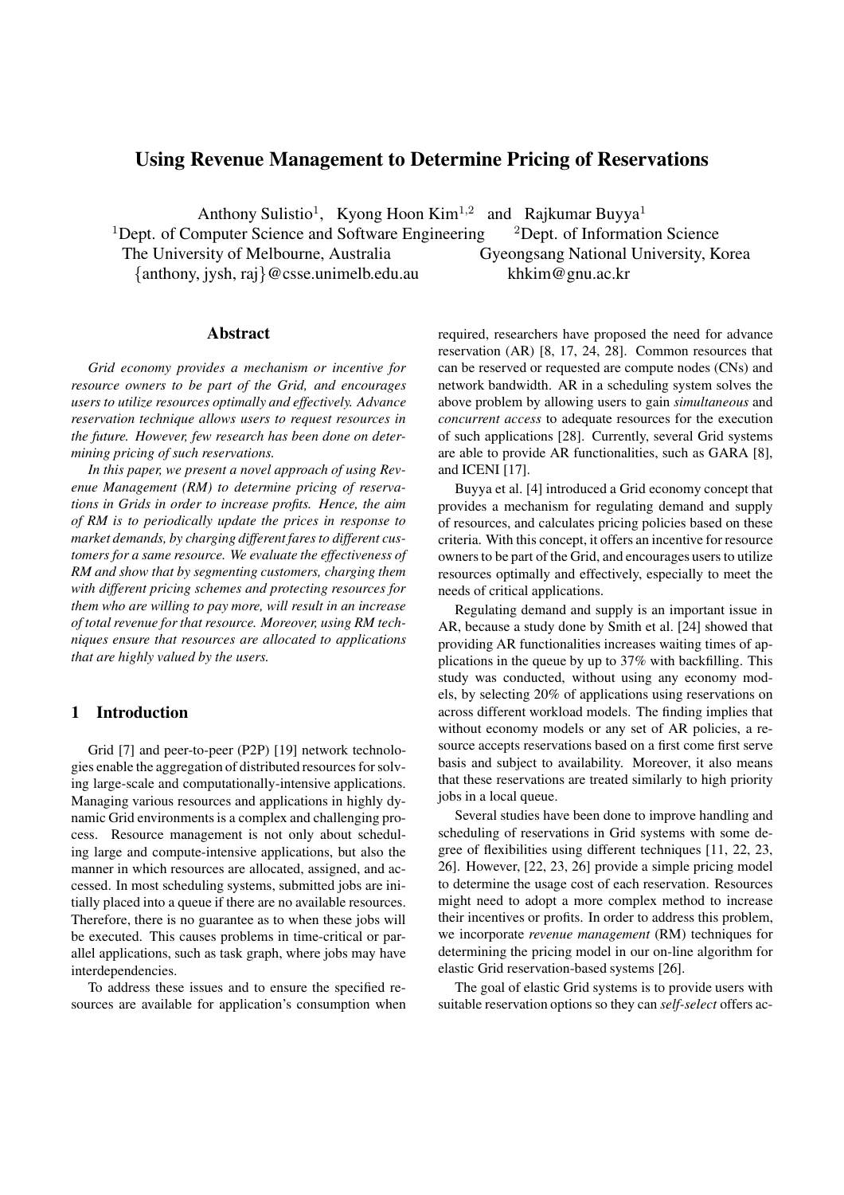# Using Revenue Management to Determine Pricing of Reservations

Anthony Sulistio[1], Kyong Hoon Kim[1,2] and Rajkumar Buyya[1]

[1]Dept. of Computer Science and Software Engineering, The University of Melbourne, Australia
{anthony, jysh, raj}@csse.unimelb.edu.au

[2]Dept. of Information Science, Gyeongsang National University, Korea
khkim@gnu.ac.kr

## Abstract

*Grid economy provides a mechanism or incentive for resource owners to be part of the Grid, and encourages users to utilize resources optimally and effectively. Advance reservation technique allows users to request resources in the future. However, few research has been done on determining pricing of such reservations.*

*In this paper, we present a novel approach of using Revenue Management (RM) to determine pricing of reservations in Grids in order to increase profits. Hence, the aim of RM is to periodically update the prices in response to market demands, by charging different fares to different customers for a same resource. We evaluate the effectiveness of RM and show that by segmenting customers, charging them with different pricing schemes and protecting resources for them who are willing to pay more, will result in an increase of total revenue for that resource. Moreover, using RM techniques ensure that resources are allocated to applications that are highly valued by the users.*

## 1 Introduction

Grid [7] and peer-to-peer (P2P) [19] network technologies enable the aggregation of distributed resources for solving large-scale and computationally-intensive applications. Managing various resources and applications in highly dynamic Grid environments is a complex and challenging process. Resource management is not only about scheduling large and compute-intensive applications, but also the manner in which resources are allocated, assigned, and accessed. In most scheduling systems, submitted jobs are initially placed into a queue if there are no available resources. Therefore, there is no guarantee as to when these jobs will be executed. This causes problems in time-critical or parallel applications, such as task graph, where jobs may have interdependencies.

To address these issues and to ensure the specified resources are available for application's consumption when required, researchers have proposed the need for advance reservation (AR) [8, 17, 24, 28]. Common resources that can be reserved or requested are compute nodes (CNs) and network bandwidth. AR in a scheduling system solves the above problem by allowing users to gain *simultaneous* and *concurrent access* to adequate resources for the execution of such applications [28]. Currently, several Grid systems are able to provide AR functionalities, such as GARA [8], and ICENI [17].

Buyya et al. [4] introduced a Grid economy concept that provides a mechanism for regulating demand and supply of resources, and calculates pricing policies based on these criteria. With this concept, it offers an incentive for resource owners to be part of the Grid, and encourages users to utilize resources optimally and effectively, especially to meet the needs of critical applications.

Regulating demand and supply is an important issue in AR, because a study done by Smith et al. [24] showed that providing AR functionalities increases waiting times of applications in the queue by up to 37% with backfilling. This study was conducted, without using any economy models, by selecting 20% of applications using reservations on across different workload models. The finding implies that without economy models or any set of AR policies, a resource accepts reservations based on a first come first serve basis and subject to availability. Moreover, it also means that these reservations are treated similarly to high priority jobs in a local queue.

Several studies have been done to improve handling and scheduling of reservations in Grid systems with some degree of flexibilities using different techniques [11, 22, 23, 26]. However, [22, 23, 26] provide a simple pricing model to determine the usage cost of each reservation. Resources might need to adopt a more complex method to increase their incentives or profits. In order to address this problem, we incorporate *revenue management* (RM) techniques for determining the pricing model in our on-line algorithm for elastic Grid reservation-based systems [26].

The goal of elastic Grid systems is to provide users with suitable reservation options so they can *self-select* offers ac-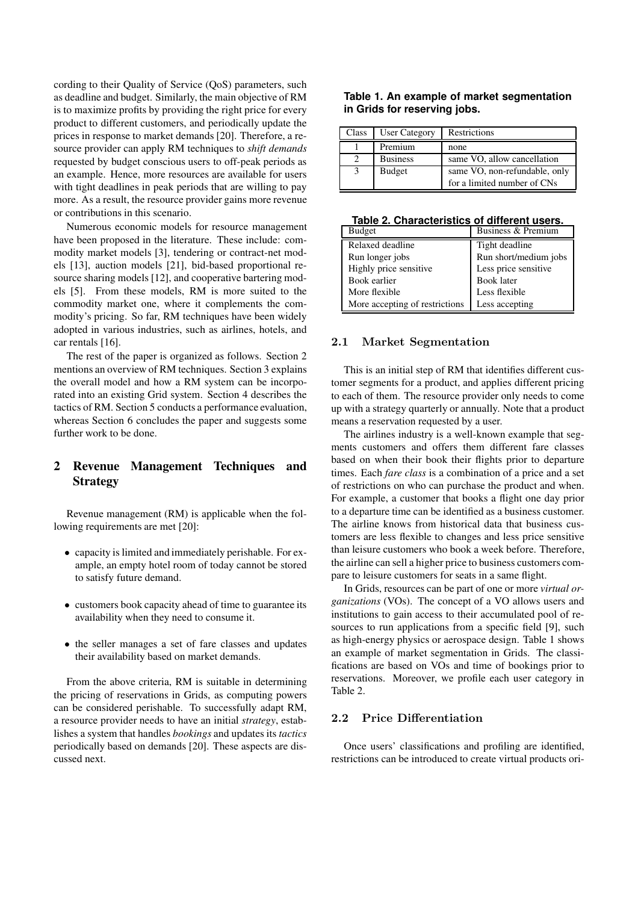cording to their Quality of Service (QoS) parameters, such as deadline and budget. Similarly, the main objective of RM is to maximize profits by providing the right price for every product to different customers, and periodically update the prices in response to market demands [20]. Therefore, a resource provider can apply RM techniques to *shift demands* requested by budget conscious users to off-peak periods as an example. Hence, more resources are available for users with tight deadlines in peak periods that are willing to pay more. As a result, the resource provider gains more revenue or contributions in this scenario.

Numerous economic models for resource management have been proposed in the literature. These include: commodity market models [3], tendering or contract-net models [13], auction models [21], bid-based proportional resource sharing models [12], and cooperative bartering models [5]. From these models, RM is more suited to the commodity market one, where it complements the commodity's pricing. So far, RM techniques have been widely adopted in various industries, such as airlines, hotels, and car rentals [16].

The rest of the paper is organized as follows. Section 2 mentions an overview of RM techniques. Section 3 explains the overall model and how a RM system can be incorporated into an existing Grid system. Section 4 describes the tactics of RM. Section 5 conducts a performance evaluation, whereas Section 6 concludes the paper and suggests some further work to be done.

## 2 Revenue Management Techniques and Strategy

Revenue management (RM) is applicable when the following requirements are met [20]:

- capacity is limited and immediately perishable. For example, an empty hotel room of today cannot be stored to satisfy future demand.
- customers book capacity ahead of time to guarantee its availability when they need to consume it.
- the seller manages a set of fare classes and updates their availability based on market demands.

From the above criteria, RM is suitable in determining the pricing of reservations in Grids, as computing powers can be considered perishable. To successfully adapt RM, a resource provider needs to have an initial *strategy*, establishes a system that handles *bookings* and updates its *tactics* periodically based on demands [20]. These aspects are discussed next.

**Table 1. An example of market segmentation in Grids for reserving jobs.**

| Class | User Category | Restrictions |
|---|---|---|
| 1 | Premium | none |
| 2 | Business | same VO, allow cancellation |
| 3 | Budget | same VO, non-refundable, only for a limited number of CNs |

**Table 2. Characteristics of different users.**

| Budget | Business & Premium |
|---|---|
| Relaxed deadline | Tight deadline |
| Run longer jobs | Run short/medium jobs |
| Highly price sensitive | Less price sensitive |
| Book earlier | Book later |
| More flexible | Less flexible |
| More accepting of restrictions | Less accepting |

### 2.1 Market Segmentation

This is an initial step of RM that identifies different customer segments for a product, and applies different pricing to each of them. The resource provider only needs to come up with a strategy quarterly or annually. Note that a product means a reservation requested by a user.

The airlines industry is a well-known example that segments customers and offers them different fare classes based on when their book their flights prior to departure times. Each *fare class* is a combination of a price and a set of restrictions on who can purchase the product and when. For example, a customer that books a flight one day prior to a departure time can be identified as a business customer. The airline knows from historical data that business customers are less flexible to changes and less price sensitive than leisure customers who book a week before. Therefore, the airline can sell a higher price to business customers compare to leisure customers for seats in a same flight.

In Grids, resources can be part of one or more *virtual organizations* (VOs). The concept of a VO allows users and institutions to gain access to their accumulated pool of resources to run applications from a specific field [9], such as high-energy physics or aerospace design. Table 1 shows an example of market segmentation in Grids. The classifications are based on VOs and time of bookings prior to reservations. Moreover, we profile each user category in Table 2.

### 2.2 Price Differentiation

Once users' classifications and profiling are identified, restrictions can be introduced to create virtual products ori-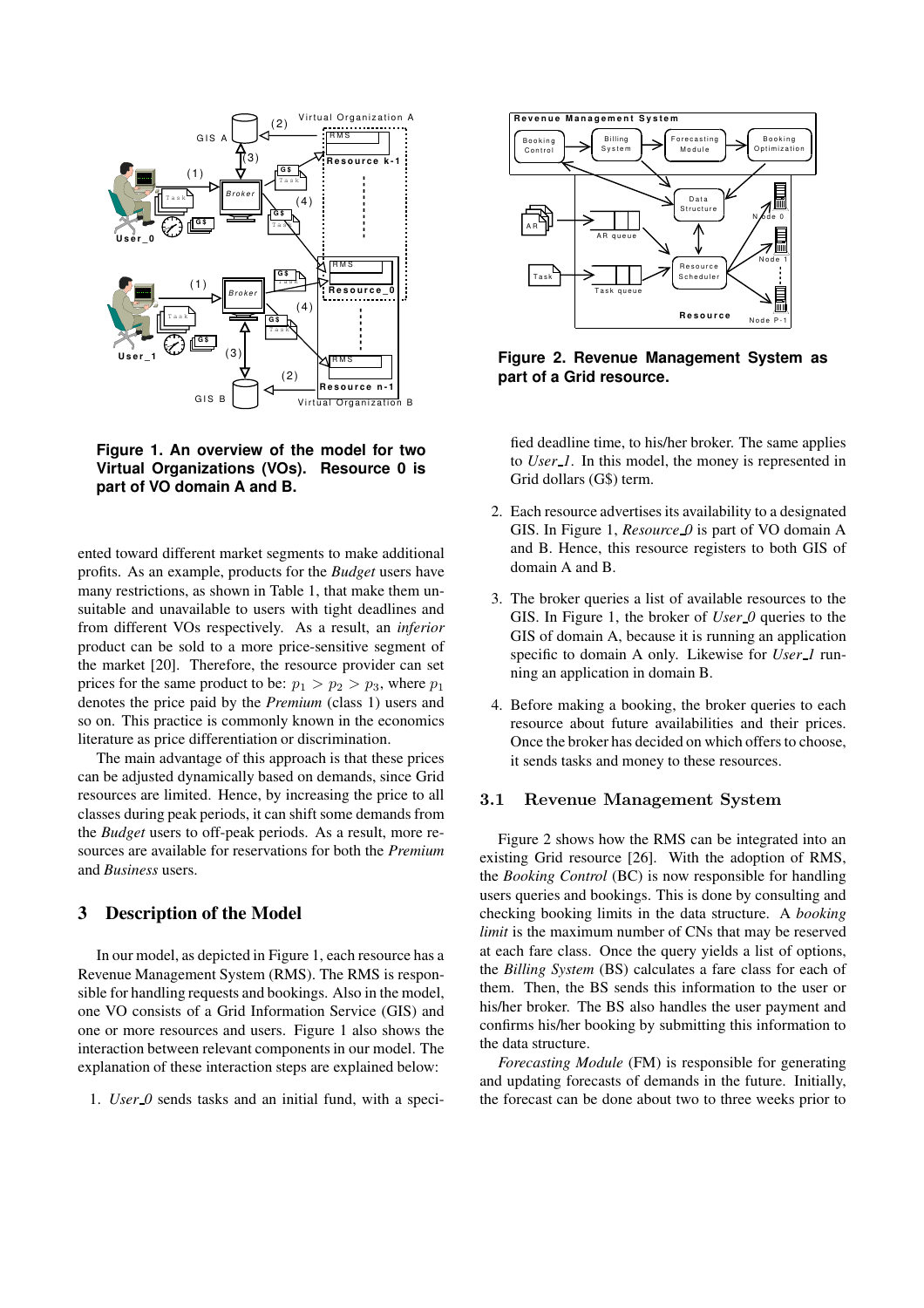Virtual Organization A

GIS A

(2)

RMS

(3)

Resource k-1

G$

Task

(1)

Broker

(4)

G$

Task

User_0

G$

RMS

G$

Task

Resource_0

(1)

Broker

(4)

G$

Task

G$

User_1

(3)

RMS

(2)

Resource n-1

GIS B

Virtual Organization B

**Figure 1. An overview of the model for two Virtual Organizations (VOs). Resource 0 is part of VO domain A and B.**

Revenue Management System

Booking Control

Billing System

Forecasting Module

Booking Optimization

Data Structure

AR

AR queue

Node 0

Node 1

Task

Task queue

Resource Scheduler

Resource

Node P-1

**Figure 2. Revenue Management System as part of a Grid resource.**

ented toward different market segments to make additional profits. As an example, products for the *Budget* users have many restrictions, as shown in Table 1, that make them unsuitable and unavailable to users with tight deadlines and from different VOs respectively. As a result, an *inferior* product can be sold to a more price-sensitive segment of the market [20]. Therefore, the resource provider can set prices for the same product to be: $p_1 > p_2 > p_3$, where $p_1$ denotes the price paid by the *Premium* (class 1) users and so on. This practice is commonly known in the economics literature as price differentiation or discrimination.

The main advantage of this approach is that these prices can be adjusted dynamically based on demands, since Grid resources are limited. Hence, by increasing the price to all classes during peak periods, it can shift some demands from the *Budget* users to off-peak periods. As a result, more resources are available for reservations for both the *Premium* and *Business* users.

## 3 Description of the Model

In our model, as depicted in Figure 1, each resource has a Revenue Management System (RMS). The RMS is responsible for handling requests and bookings. Also in the model, one VO consists of a Grid Information Service (GIS) and one or more resources and users. Figure 1 also shows the interaction between relevant components in our model. The explanation of these interaction steps are explained below:

1. *User_0* sends tasks and an initial fund, with a specified deadline time, to his/her broker. The same applies to *User_1*. In this model, the money is represented in Grid dollars (G$) term.

2. Each resource advertises its availability to a designated GIS. In Figure 1, *Resource_0* is part of VO domain A and B. Hence, this resource registers to both GIS of domain A and B.

3. The broker queries a list of available resources to the GIS. In Figure 1, the broker of *User_0* queries to the GIS of domain A, because it is running an application specific to domain A only. Likewise for *User_1* running an application in domain B.

4. Before making a booking, the broker queries to each resource about future availabilities and their prices. Once the broker has decided on which offers to choose, it sends tasks and money to these resources.

### 3.1 Revenue Management System

Figure 2 shows how the RMS can be integrated into an existing Grid resource [26]. With the adoption of RMS, the *Booking Control* (BC) is now responsible for handling users queries and bookings. This is done by consulting and checking booking limits in the data structure. A *booking limit* is the maximum number of CNs that may be reserved at each fare class. Once the query yields a list of options, the *Billing System* (BS) calculates a fare class for each of them. Then, the BS sends this information to the user or his/her broker. The BS also handles the user payment and confirms his/her booking by submitting this information to the data structure.

*Forecasting Module* (FM) is responsible for generating and updating forecasts of demands in the future. Initially, the forecast can be done about two to three weeks prior to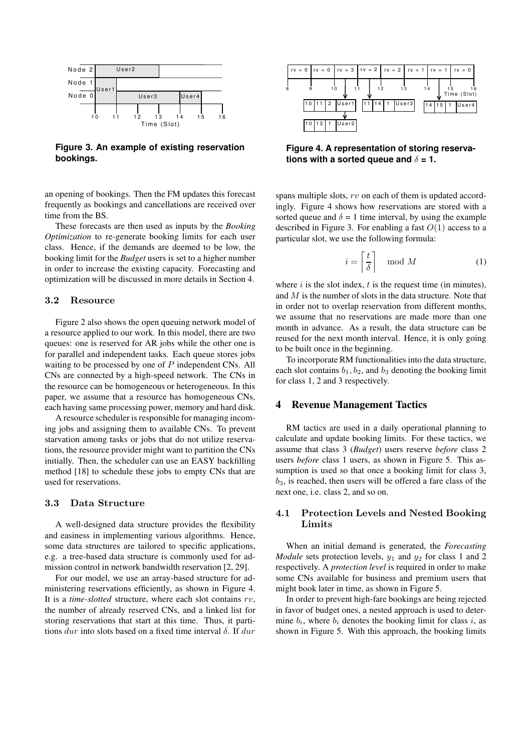Node 2
Node 1
Node 0
User2
User1
User3
User4
10 11 12 13 14 15 16
Time (Slot)

**Figure 3. An example of existing reservation bookings.**

rv = 0 | rv = 0 | rv = 3 | rv = 2 | rv = 2 | rv = 1 | rv = 1 | rv = 0
8 9 10 11 12 13 14 15 16
Time (Slot)
10 11 2 User1
10 13 1 User2
11 14 1 User3
14 15 1 User4

**Figure 4. A representation of storing reservations with a sorted queue and $\delta$ = 1.**

an opening of bookings. Then the FM updates this forecast frequently as bookings and cancellations are received over time from the BS.

These forecasts are then used as inputs by the *Booking Optimization* to re-generate booking limits for each user class. Hence, if the demands are deemed to be low, the booking limit for the *Budget* users is set to a higher number in order to increase the existing capacity. Forecasting and optimization will be discussed in more details in Section 4.

### 3.2 Resource

Figure 2 also shows the open queuing network model of a resource applied to our work. In this model, there are two queues: one is reserved for AR jobs while the other one is for parallel and independent tasks. Each queue stores jobs waiting to be processed by one of $P$ independent CNs. All CNs are connected by a high-speed network. The CNs in the resource can be homogeneous or heterogeneous. In this paper, we assume that a resource has homogeneous CNs, each having same processing power, memory and hard disk.

A resource scheduler is responsible for managing incoming jobs and assigning them to available CNs. To prevent starvation among tasks or jobs that do not utilize reservations, the resource provider might want to partition the CNs initially. Then, the scheduler can use an EASY backfilling method [18] to schedule these jobs to empty CNs that are used for reservations.

### 3.3 Data Structure

A well-designed data structure provides the flexibility and easiness in implementing various algorithms. Hence, some data structures are tailored to specific applications, e.g. a tree-based data structure is commonly used for admission control in network bandwidth reservation [2, 29].

For our model, we use an array-based structure for administering reservations efficiently, as shown in Figure 4. It is a *time-slotted* structure, where each slot contains $rv$, the number of already reserved CNs, and a linked list for storing reservations that start at this time. Thus, it partitions $dur$ into slots based on a fixed time interval $\delta$. If $dur$ spans multiple slots, $rv$ on each of them is updated accordingly. Figure 4 shows how reservations are stored with a sorted queue and $\delta$ = 1 time interval, by using the example described in Figure 3. For enabling a fast $O(1)$ access to a particular slot, we use the following formula:

$$i = \left\lceil \frac{t}{\delta} \right\rceil \mod M \tag{1}$$

where $i$ is the slot index, $t$ is the request time (in minutes), and $M$ is the number of slots in the data structure. Note that in order not to overlap reservation from different months, we assume that no reservations are made more than one month in advance. As a result, the data structure can be reused for the next month interval. Hence, it is only going to be built once in the beginning.

To incorporate RM functionalities into the data structure, each slot contains $b_1, b_2$, and $b_3$ denoting the booking limit for class 1, 2 and 3 respectively.

## 4 Revenue Management Tactics

RM tactics are used in a daily operational planning to calculate and update booking limits. For these tactics, we assume that class 3 (*Budget*) users reserve *before* class 2 users *before* class 1 users, as shown in Figure 5. This assumption is used so that once a booking limit for class 3, $b_3$, is reached, then users will be offered a fare class of the next one, i.e. class 2, and so on.

### 4.1 Protection Levels and Nested Booking Limits

When an initial demand is generated, the *Forecasting Module* sets protection levels, $y_1$ and $y_2$ for class 1 and 2 respectively. A *protection level* is required in order to make some CNs available for business and premium users that might book later in time, as shown in Figure 5.

In order to prevent high-fare bookings are being rejected in favor of budget ones, a nested approach is used to determine $b_i$, where $b_i$ denotes the booking limit for class $i$, as shown in Figure 5. With this approach, the booking limits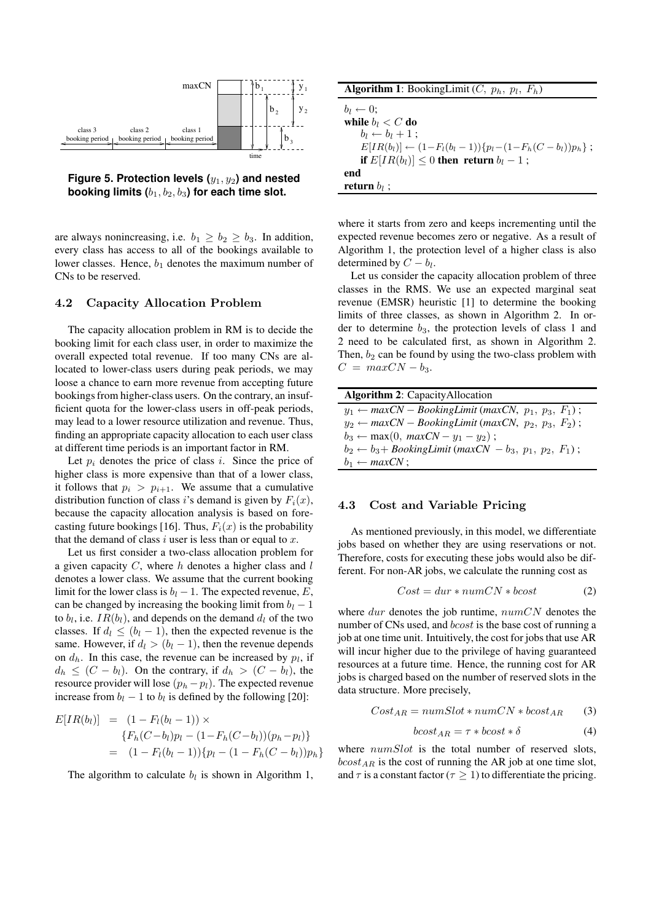Figure 5. Protection levels ($y_1, y_2$) and nested booking limits ($b_1, b_2, b_3$) for each time slot.

are always nonincreasing, i.e. $b_1 \geq b_2 \geq b_3$. In addition, every class has access to all of the bookings available to lower classes. Hence, $b_1$ denotes the maximum number of CNs to be reserved.

### 4.2 Capacity Allocation Problem

The capacity allocation problem in RM is to decide the booking limit for each class user, in order to maximize the overall expected total revenue. If too many CNs are allocated to lower-class users during peak periods, we may loose a chance to earn more revenue from accepting future bookings from higher-class users. On the contrary, an insufficient quota for the lower-class users in off-peak periods, may lead to a lower resource utilization and revenue. Thus, finding an appropriate capacity allocation to each user class at different time periods is an important factor in RM.

Let $p_i$ denotes the price of class $i$. Since the price of higher class is more expensive than that of a lower class, it follows that $p_i > p_{i+1}$. We assume that a cumulative distribution function of class $i$'s demand is given by $F_i(x)$, because the capacity allocation analysis is based on forecasting future bookings [16]. Thus, $F_i(x)$ is the probability that the demand of class $i$ user is less than or equal to $x$.

Let us first consider a two-class allocation problem for a given capacity $C$, where $h$ denotes a higher class and $l$ denotes a lower class. We assume that the current booking limit for the lower class is $b_l - 1$. The expected revenue, $E$, can be changed by increasing the booking limit from $b_l - 1$ to $b_l$, i.e. $IR(b_l)$, and depends on the demand $d_l$ of the two classes. If $d_l \leq (b_l - 1)$, then the expected revenue is the same. However, if $d_l > (b_l - 1)$, then the revenue depends on $d_h$. In this case, the revenue can be increased by $p_l$, if $d_h \leq (C - b_l)$. On the contrary, if $d_h > (C - b_l)$, the resource provider will lose $(p_h - p_l)$. The expected revenue increase from $b_l - 1$ to $b_l$ is defined by the following [20]:

$$
\begin{aligned}
E[IR(b_l)] &= (1 - F_l(b_l - 1)) \times \\
&\quad \{F_h(C - b_l)p_l - (1 - F_h(C - b_l))(p_h - p_l)\} \\
&= (1 - F_l(b_l - 1))\{p_l - (1 - F_h(C - b_l))p_h\}
\end{aligned}
$$

The algorithm to calculate $b_l$ is shown in Algorithm 1,

**Algorithm 1**: BookingLimit ($C,\ p_h,\ p_l,\ F_h$)

```
b_l ← 0;
while b_l < C do
    b_l ← b_l + 1 ;
    E[IR(b_l)] ← (1−F_l(b_l − 1)){p_l −(1−F_h(C − b_l))p_h} ;
    if E[IR(b_l)] ≤ 0 then return b_l − 1 ;
end
return b_l ;
```

where it starts from zero and keeps incrementing until the expected revenue becomes zero or negative. As a result of Algorithm 1, the protection level of a higher class is also determined by $C - b_l$.

Let us consider the capacity allocation problem of three classes in the RMS. We use an expected marginal seat revenue (EMSR) heuristic [1] to determine the booking limits of three classes, as shown in Algorithm 2. In order to determine $b_3$, the protection levels of class 1 and 2 need to be calculated first, as shown in Algorithm 2. Then, $b_2$ can be found by using the two-class problem with $C = maxCN - b_3$.

**Algorithm 2**: CapacityAllocation

```
y_1 ← maxCN − BookingLimit (maxCN, p_1, p_3, F_1) ;
y_2 ← maxCN − BookingLimit (maxCN, p_2, p_3, F_2) ;
b_3 ← max(0, maxCN − y_1 − y_2) ;
b_2 ← b_3+ BookingLimit (maxCN − b_3, p_1, p_2, F_1) ;
b_1 ← maxCN ;
```

### 4.3 Cost and Variable Pricing

As mentioned previously, in this model, we differentiate jobs based on whether they are using reservations or not. Therefore, costs for executing these jobs would also be different. For non-AR jobs, we calculate the running cost as

$$Cost = dur * numCN * bcost \tag{2}$$

where $dur$ denotes the job runtime, $numCN$ denotes the number of CNs used, and $bcost$ is the base cost of running a job at one time unit. Intuitively, the cost for jobs that use AR will incur higher due to the privilege of having guaranteed resources at a future time. Hence, the running cost for AR jobs is charged based on the number of reserved slots in the data structure. More precisely,

$$Cost_{AR} = numSlot * numCN * bcost_{AR} \tag{3}$$

$$bcost_{AR} = \tau * bcost * \delta \tag{4}$$

where $numSlot$ is the total number of reserved slots, $bcost_{AR}$ is the cost of running the AR job at one time slot, and $\tau$ is a constant factor ($\tau \geq 1$) to differentiate the pricing.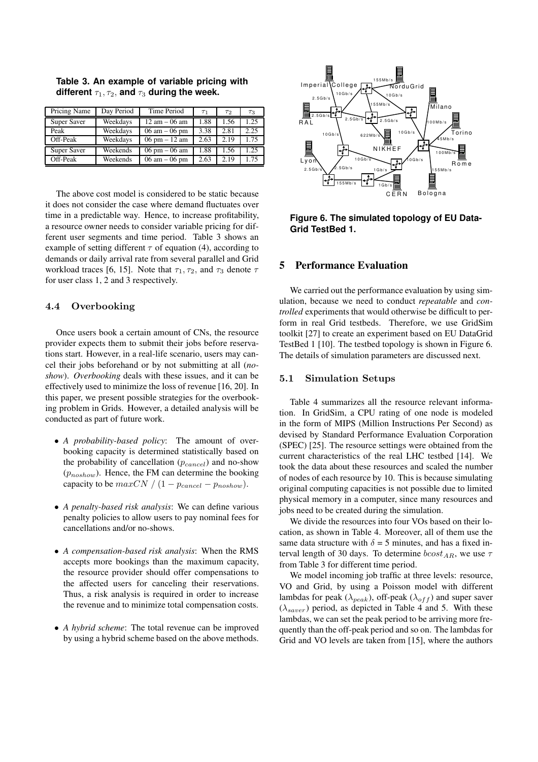**Table 3. An example of variable pricing with different $\tau_1, \tau_2$, and $\tau_3$ during the week.**

| Pricing Name | Day Period | Time Period | $\tau_1$ | $\tau_2$ | $\tau_3$ |
|---|---|---|---|---|---|
| Super Saver | Weekdays | 12 am – 06 am | 1.88 | 1.56 | 1.25 |
| Peak | Weekdays | 06 am – 06 pm | 3.38 | 2.81 | 2.25 |
| Off-Peak | Weekdays | 06 pm – 12 am | 2.63 | 2.19 | 1.75 |
| Super Saver | Weekends | 06 pm – 06 am | 1.88 | 1.56 | 1.25 |
| Off-Peak | Weekends | 06 am – 06 pm | 2.63 | 2.19 | 1.75 |

The above cost model is considered to be static because it does not consider the case where demand fluctuates over time in a predictable way. Hence, to increase profitability, a resource owner needs to consider variable pricing for different user segments and time period. Table 3 shows an example of setting different $\tau$ of equation (4), according to demands or daily arrival rate from several parallel and Grid workload traces [6, 15]. Note that $\tau_1, \tau_2$, and $\tau_3$ denote $\tau$ for user class 1, 2 and 3 respectively.

### 4.4 Overbooking

Once users book a certain amount of CNs, the resource provider expects them to submit their jobs before reservations start. However, in a real-life scenario, users may cancel their jobs beforehand or by not submitting at all (*no-show*). *Overbooking* deals with these issues, and it can be effectively used to minimize the loss of revenue [16, 20]. In this paper, we present possible strategies for the overbooking problem in Grids. However, a detailed analysis will be conducted as part of future work.

- *A probability-based policy*: The amount of overbooking capacity is determined statistically based on the probability of cancellation ($p_{cancel}$) and no-show ($p_{noshow}$). Hence, the FM can determine the booking capacity to be $maxCN \;/\; (1 - p_{cancel} - p_{noshow})$.
- *A penalty-based risk analysis*: We can define various penalty policies to allow users to pay nominal fees for cancellations and/or no-shows.
- *A compensation-based risk analysis*: When the RMS accepts more bookings than the maximum capacity, the resource provider should offer compensations to the affected users for canceling their reservations. Thus, a risk analysis is required in order to increase the revenue and to minimize total compensation costs.
- *A hybrid scheme*: The total revenue can be improved by using a hybrid scheme based on the above methods.

Imperial College
155Mb/s
NorduGrid
10Gb/s
10Gb/s
2.5Gb/s
155Mb/s
Milano
2.5Gb/s
2.5Gb/s
2.5Gb/s
RAL
100Mb/s
10Gb/s
622Mb/s
10Gb/s
Torino
45Mb/s
NIKHEF
100Mb/s
Lyon
10Gb/s
10Gb/s
Rome
2.5Gb/s
2.5Gb/s
1Gb/s
155Mb/s
155Mb/s
1Gb/s
CERN
Bologna

**Figure 6. The simulated topology of EU DataGrid TestBed 1.**

## 5 Performance Evaluation

We carried out the performance evaluation by using simulation, because we need to conduct *repeatable* and *controlled* experiments that would otherwise be difficult to perform in real Grid testbeds. Therefore, we use GridSim toolkit [27] to create an experiment based on EU DataGrid TestBed 1 [10]. The testbed topology is shown in Figure 6. The details of simulation parameters are discussed next.

### 5.1 Simulation Setups

Table 4 summarizes all the resource relevant information. In GridSim, a CPU rating of one node is modeled in the form of MIPS (Million Instructions Per Second) as devised by Standard Performance Evaluation Corporation (SPEC) [25]. The resource settings were obtained from the current characteristics of the real LHC testbed [14]. We took the data about these resources and scaled the number of nodes of each resource by 10. This is because simulating original computing capacities is not possible due to limited physical memory in a computer, since many resources and jobs need to be created during the simulation.

We divide the resources into four VOs based on their location, as shown in Table 4. Moreover, all of them use the same data structure with $\delta$ = 5 minutes, and has a fixed interval length of 30 days. To determine $bcost_{AR}$, we use $\tau$ from Table 3 for different time period.

We model incoming job traffic at three levels: resource, VO and Grid, by using a Poisson model with different lambdas for peak ($\lambda_{peak}$), off-peak ($\lambda_{off}$) and super saver ($\lambda_{saver}$) period, as depicted in Table 4 and 5. With these lambdas, we can set the peak period to be arriving more frequently than the off-peak period and so on. The lambdas for Grid and VO levels are taken from [15], where the authors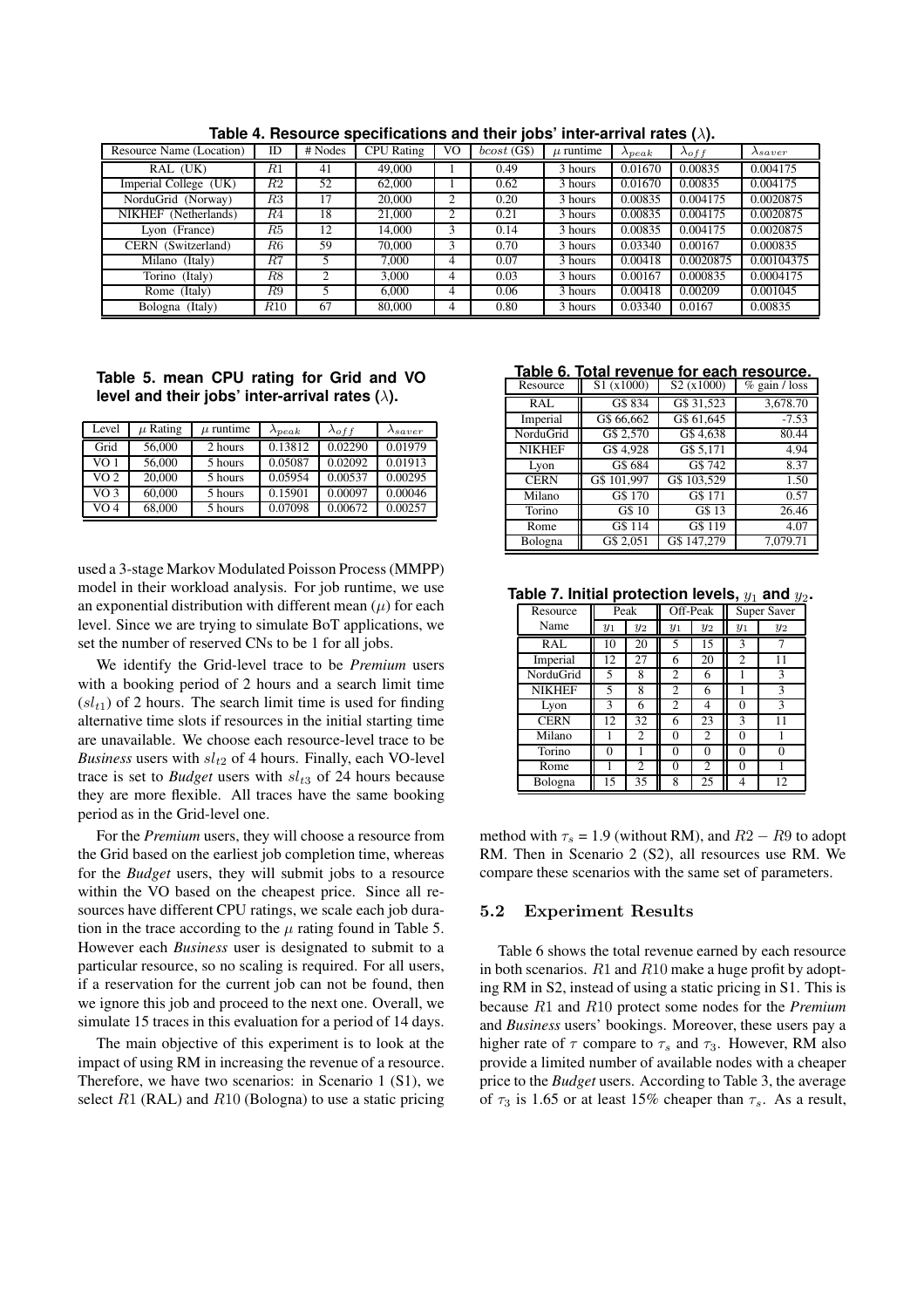**Table 4. Resource specifications and their jobs' inter-arrival rates ($\lambda$).**

| Resource Name (Location) | ID | # Nodes | CPU Rating | VO | $bcost$ (G$) | $\mu$ runtime | $\lambda_{peak}$ | $\lambda_{off}$ | $\lambda_{saver}$ |
|---|---|---|---|---|---|---|---|---|---|
| RAL (UK) | $R1$ | 41 | 49,000 | 1 | 0.49 | 3 hours | 0.01670 | 0.00835 | 0.004175 |
| Imperial College (UK) | $R2$ | 52 | 62,000 | 1 | 0.62 | 3 hours | 0.01670 | 0.00835 | 0.004175 |
| NorduGrid (Norway) | $R3$ | 17 | 20,000 | 2 | 0.20 | 3 hours | 0.00835 | 0.004175 | 0.0020875 |
| NIKHEF (Netherlands) | $R4$ | 18 | 21,000 | 2 | 0.21 | 3 hours | 0.00835 | 0.004175 | 0.0020875 |
| Lyon (France) | $R5$ | 12 | 14,000 | 3 | 0.14 | 3 hours | 0.00835 | 0.004175 | 0.0020875 |
| CERN (Switzerland) | $R6$ | 59 | 70,000 | 3 | 0.70 | 3 hours | 0.03340 | 0.00167 | 0.000835 |
| Milano (Italy) | $R7$ | 5 | 7,000 | 4 | 0.07 | 3 hours | 0.00418 | 0.0020875 | 0.00104375 |
| Torino (Italy) | $R8$ | 2 | 3,000 | 4 | 0.03 | 3 hours | 0.00167 | 0.000835 | 0.0004175 |
| Rome (Italy) | $R9$ | 5 | 6,000 | 4 | 0.06 | 3 hours | 0.00418 | 0.00209 | 0.001045 |
| Bologna (Italy) | $R10$ | 67 | 80,000 | 4 | 0.80 | 3 hours | 0.03340 | 0.0167 | 0.00835 |

**Table 5. mean CPU rating for Grid and VO level and their jobs' inter-arrival rates ($\lambda$).**

| Level | $\mu$ Rating | $\mu$ runtime | $\lambda_{peak}$ | $\lambda_{off}$ | $\lambda_{saver}$ |
|---|---|---|---|---|---|
| Grid | 56,000 | 2 hours | 0.13812 | 0.02290 | 0.01979 |
| VO 1 | 56,000 | 5 hours | 0.05087 | 0.02092 | 0.01913 |
| VO 2 | 20,000 | 5 hours | 0.05954 | 0.00537 | 0.00295 |
| VO 3 | 60,000 | 5 hours | 0.15901 | 0.00097 | 0.00046 |
| VO 4 | 68,000 | 5 hours | 0.07098 | 0.00672 | 0.00257 |

used a 3-stage Markov Modulated Poisson Process (MMPP) model in their workload analysis. For job runtime, we use an exponential distribution with different mean ($\mu$) for each level. Since we are trying to simulate BoT applications, we set the number of reserved CNs to be 1 for all jobs.

We identify the Grid-level trace to be *Premium* users with a booking period of 2 hours and a search limit time ($sl_{t1}$) of 2 hours. The search limit time is used for finding alternative time slots if resources in the initial starting time are unavailable. We choose each resource-level trace to be *Business* users with $sl_{t2}$ of 4 hours. Finally, each VO-level trace is set to *Budget* users with $sl_{t3}$ of 24 hours because they are more flexible. All traces have the same booking period as in the Grid-level one.

For the *Premium* users, they will choose a resource from the Grid based on the earliest job completion time, whereas for the *Budget* users, they will submit jobs to a resource within the VO based on the cheapest price. Since all resources have different CPU ratings, we scale each job duration in the trace according to the $\mu$ rating found in Table 5. However each *Business* user is designated to submit to a particular resource, so no scaling is required. For all users, if a reservation for the current job can not be found, then we ignore this job and proceed to the next one. Overall, we simulate 15 traces in this evaluation for a period of 14 days.

The main objective of this experiment is to look at the impact of using RM in increasing the revenue of a resource. Therefore, we have two scenarios: in Scenario 1 (S1), we select $R1$ (RAL) and $R10$ (Bologna) to use a static pricing method with $\tau_s$ = 1.9 (without RM), and $R2 - R9$ to adopt RM. Then in Scenario 2 (S2), all resources use RM. We compare these scenarios with the same set of parameters.

**Table 6. Total revenue for each resource.**

| Resource | S1 (x1000) | S2 (x1000) | % gain / loss |
|---|---|---|---|
| RAL | G$ 834 | G$ 31,523 | 3,678.70 |
| Imperial | G$ 66,662 | G$ 61,645 | -7.53 |
| NorduGrid | G$ 2,570 | G$ 4,638 | 80.44 |
| NIKHEF | G$ 4,928 | G$ 5,171 | 4.94 |
| Lyon | G$ 684 | G$ 742 | 8.37 |
| CERN | G$ 101,997 | G$ 103,529 | 1.50 |
| Milano | G$ 170 | G$ 171 | 0.57 |
| Torino | G$ 10 | G$ 13 | 26.46 |
| Rome | G$ 114 | G$ 119 | 4.07 |
| Bologna | G$ 2,051 | G$ 147,279 | 7,079.71 |

**Table 7. Initial protection levels, $y_1$ and $y_2$.**

| Resource Name | Peak | | Off-Peak | | Super Saver | |
|---|---|---|---|---|---|---|
| | $y_1$ | $y_2$ | $y_1$ | $y_2$ | $y_1$ | $y_2$ |
| RAL | 10 | 20 | 5 | 15 | 3 | 7 |
| Imperial | 12 | 27 | 6 | 20 | 2 | 11 |
| NorduGrid | 5 | 8 | 2 | 6 | 1 | 3 |
| NIKHEF | 5 | 8 | 2 | 6 | 1 | 3 |
| Lyon | 3 | 6 | 2 | 4 | 0 | 3 |
| CERN | 12 | 32 | 6 | 23 | 3 | 11 |
| Milano | 1 | 2 | 0 | 2 | 0 | 1 |
| Torino | 0 | 1 | 0 | 0 | 0 | 0 |
| Rome | 1 | 2 | 0 | 2 | 0 | 1 |
| Bologna | 15 | 35 | 8 | 25 | 4 | 12 |

### 5.2 Experiment Results

Table 6 shows the total revenue earned by each resource in both scenarios. $R1$ and $R10$ make a huge profit by adopting RM in S2, instead of using a static pricing in S1. This is because $R1$ and $R10$ protect some nodes for the *Premium* and *Business* users' bookings. Moreover, these users pay a higher rate of $\tau$ compare to $\tau_s$ and $\tau_3$. However, RM also provide a limited number of available nodes with a cheaper price to the *Budget* users. According to Table 3, the average of $\tau_3$ is 1.65 or at least 15% cheaper than $\tau_s$. As a result,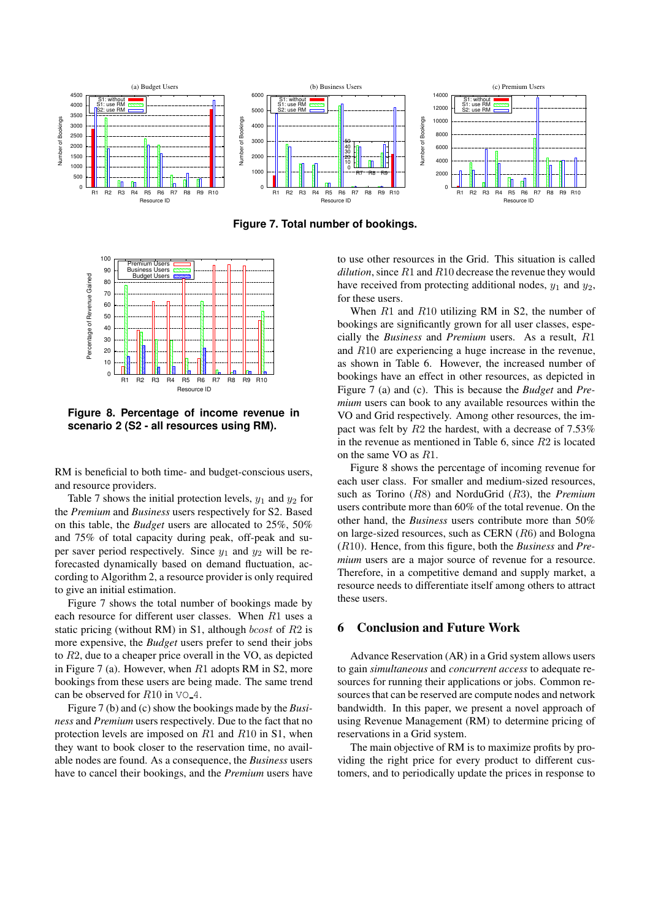(a) Budget Users

Number of Bookings

4500
4000
3500
3000
2500
2000
1500
1000
500
0

S1: without
S1: use RM
S2: use RM

R1 R2 R3 R4 R5 R6 R7 R8 R9 R10

Resource ID

(b) Business Users

Number of Bookings

6000
5000
4000
3000
2000
1000
0

S1: without
S1: use RM
S2: use RM

50
40
30
20
10
0

R7 R8 R9

R1 R2 R3 R4 R5 R6 R7 R8 R9 R10

Resource ID

(c) Premium Users

Number of Bookings

14000
12000
10000
8000
6000
4000
2000
0

S1: without
S1: use RM
S2: use RM

R1 R2 R3 R4 R5 R6 R7 R8 R9 R10

Resource ID

**Figure 7. Total number of bookings.**

Percentage of Revenue Gained

100
90
80
70
60
50
40
30
20
10
0

Premium Users
Business Users
Budget Users

R1 R2 R3 R4 R5 R6 R7 R8 R9 R10

Resource ID

**Figure 8. Percentage of income revenue in scenario 2 (S2 - all resources using RM).**

RM is beneficial to both time- and budget-conscious users, and resource providers.

Table 7 shows the initial protection levels, $y_1$ and $y_2$ for the *Premium* and *Business* users respectively for S2. Based on this table, the *Budget* users are allocated to 25%, 50% and 75% of total capacity during peak, off-peak and super saver period respectively. Since $y_1$ and $y_2$ will be re-forecasted dynamically based on demand fluctuation, according to Algorithm 2, a resource provider is only required to give an initial estimation.

Figure 7 shows the total number of bookings made by each resource for different user classes. When $R1$ uses a static pricing (without RM) in S1, although $bcost$ of $R2$ is more expensive, the *Budget* users prefer to send their jobs to $R2$, due to a cheaper price overall in the VO, as depicted in Figure 7 (a). However, when $R1$ adopts RM in S2, more bookings from these users are being made. The same trend can be observed for $R10$ in VO_4.

Figure 7 (b) and (c) show the bookings made by the *Business* and *Premium* users respectively. Due to the fact that no protection levels are imposed on $R1$ and $R10$ in S1, when they want to book closer to the reservation time, no available nodes are found. As a consequence, the *Business* users have to cancel their bookings, and the *Premium* users have to use other resources in the Grid. This situation is called *dilution*, since $R1$ and $R10$ decrease the revenue they would have received from protecting additional nodes, $y_1$ and $y_2$, for these users.

When $R1$ and $R10$ utilizing RM in S2, the number of bookings are significantly grown for all user classes, especially the *Business* and *Premium* users. As a result, $R1$ and $R10$ are experiencing a huge increase in the revenue, as shown in Table 6. However, the increased number of bookings have an effect in other resources, as depicted in Figure 7 (a) and (c). This is because the *Budget* and *Premium* users can book to any available resources within the VO and Grid respectively. Among other resources, the impact was felt by $R2$ the hardest, with a decrease of 7.53% in the revenue as mentioned in Table 6, since $R2$ is located on the same VO as $R1$.

Figure 8 shows the percentage of incoming revenue for each user class. For smaller and medium-sized resources, such as Torino ($R8$) and NorduGrid ($R3$), the *Premium* users contribute more than 60% of the total revenue. On the other hand, the *Business* users contribute more than 50% on large-sized resources, such as CERN ($R6$) and Bologna ($R10$). Hence, from this figure, both the *Business* and *Premium* users are a major source of revenue for a resource. Therefore, in a competitive demand and supply market, a resource needs to differentiate itself among others to attract these users.

## 6 Conclusion and Future Work

Advance Reservation (AR) in a Grid system allows users to gain *simultaneous* and *concurrent access* to adequate resources for running their applications or jobs. Common resources that can be reserved are compute nodes and network bandwidth. In this paper, we present a novel approach of using Revenue Management (RM) to determine pricing of reservations in a Grid system.

The main objective of RM is to maximize profits by providing the right price for every product to different customers, and to periodically update the prices in response to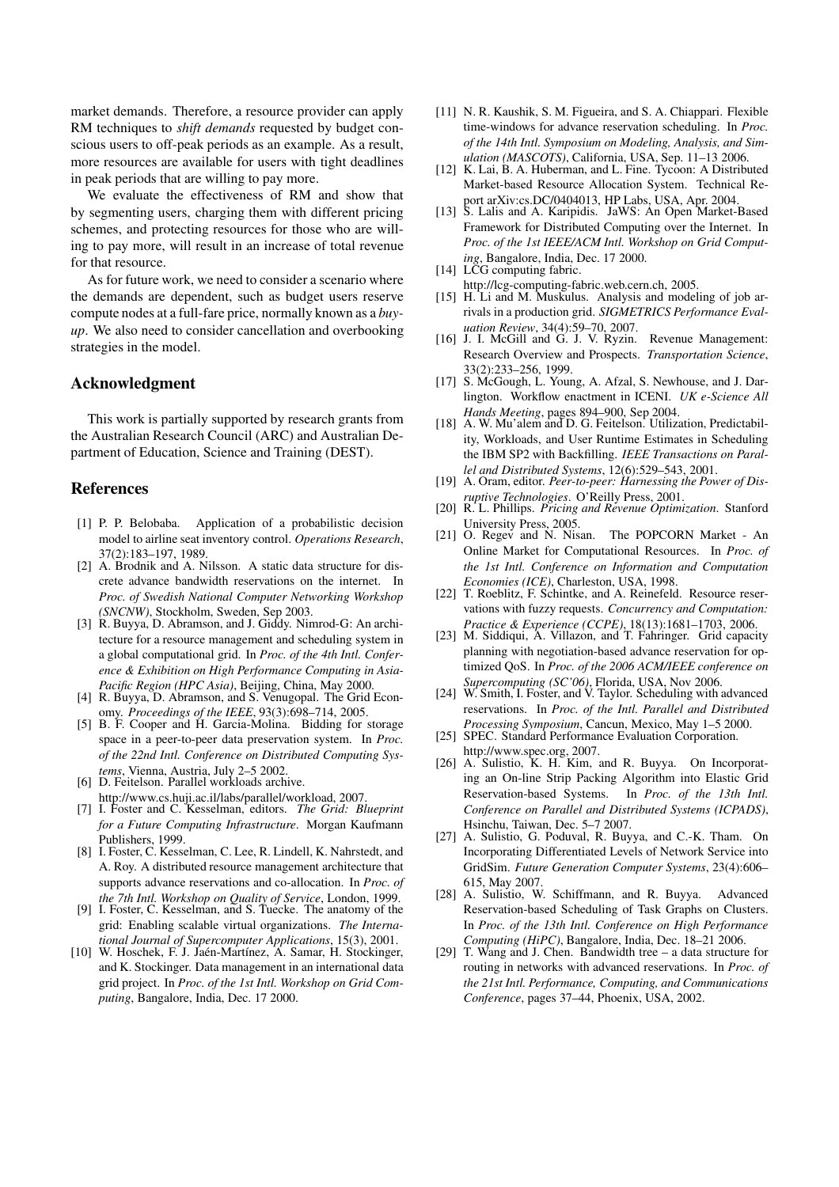market demands. Therefore, a resource provider can apply RM techniques to *shift demands* requested by budget conscious users to off-peak periods as an example. As a result, more resources are available for users with tight deadlines in peak periods that are willing to pay more.

We evaluate the effectiveness of RM and show that by segmenting users, charging them with different pricing schemes, and protecting resources for those who are willing to pay more, will result in an increase of total revenue for that resource.

As for future work, we need to consider a scenario where the demands are dependent, such as budget users reserve compute nodes at a full-fare price, normally known as a *buy-up*. We also need to consider cancellation and overbooking strategies in the model.

## Acknowledgment

This work is partially supported by research grants from the Australian Research Council (ARC) and Australian Department of Education, Science and Training (DEST).

## References

[1] P. P. Belobaba. Application of a probabilistic decision model to airline seat inventory control. *Operations Research*, 37(2):183–197, 1989.

[2] A. Brodnik and A. Nilsson. A static data structure for discrete advance bandwidth reservations on the internet. In *Proc. of Swedish National Computer Networking Workshop (SNCNW)*, Stockholm, Sweden, Sep 2003.

[3] R. Buyya, D. Abramson, and J. Giddy. Nimrod-G: An architecture for a resource management and scheduling system in a global computational grid. In *Proc. of the 4th Intl. Conference & Exhibition on High Performance Computing in Asia-Pacific Region (HPC Asia)*, Beijing, China, May 2000.

[4] R. Buyya, D. Abramson, and S. Venugopal. The Grid Economy. *Proceedings of the IEEE*, 93(3):698–714, 2005.

[5] B. F. Cooper and H. Garcia-Molina. Bidding for storage space in a peer-to-peer data preservation system. In *Proc. of the 22nd Intl. Conference on Distributed Computing Systems*, Vienna, Austria, July 2–5 2002.

[6] D. Feitelson. Parallel workloads archive. http://www.cs.huji.ac.il/labs/parallel/workload, 2007.

[7] I. Foster and C. Kesselman, editors. *The Grid: Blueprint for a Future Computing Infrastructure*. Morgan Kaufmann Publishers, 1999.

[8] I. Foster, C. Kesselman, C. Lee, R. Lindell, K. Nahrstedt, and A. Roy. A distributed resource management architecture that supports advance reservations and co-allocation. In *Proc. of the 7th Intl. Workshop on Quality of Service*, London, 1999.

[9] I. Foster, C. Kesselman, and S. Tuecke. The anatomy of the grid: Enabling scalable virtual organizations. *The International Journal of Supercomputer Applications*, 15(3), 2001.

[10] W. Hoschek, F. J. Jaén-Martínez, A. Samar, H. Stockinger, and K. Stockinger. Data management in an international data grid project. In *Proc. of the 1st Intl. Workshop on Grid Computing*, Bangalore, India, Dec. 17 2000.

[11] N. R. Kaushik, S. M. Figueira, and S. A. Chiappari. Flexible time-windows for advance reservation scheduling. In *Proc. of the 14th Intl. Symposium on Modeling, Analysis, and Simulation (MASCOTS)*, California, USA, Sep. 11–13 2006.

[12] K. Lai, B. A. Huberman, and L. Fine. Tycoon: A Distributed Market-based Resource Allocation System. Technical Report arXiv:cs.DC/0404013, HP Labs, USA, Apr. 2004.

[13] S. Lalis and A. Karipidis. JaWS: An Open Market-Based Framework for Distributed Computing over the Internet. In *Proc. of the 1st IEEE/ACM Intl. Workshop on Grid Computing*, Bangalore, India, Dec. 17 2000.

[14] LCG computing fabric. http://lcg-computing-fabric.web.cern.ch, 2005.

[15] H. Li and M. Muskulus. Analysis and modeling of job arrivals in a production grid. *SIGMETRICS Performance Evaluation Review*, 34(4):59–70, 2007.

[16] J. I. McGill and G. J. V. Ryzin. Revenue Management: Research Overview and Prospects. *Transportation Science*, 33(2):233–256, 1999.

[17] S. McGough, L. Young, A. Afzal, S. Newhouse, and J. Darlington. Workflow enactment in ICENI. *UK e-Science All Hands Meeting*, pages 894–900, Sep 2004.

[18] A. W. Mu'alem and D. G. Feitelson. Utilization, Predictability, Workloads, and User Runtime Estimates in Scheduling the IBM SP2 with Backfilling. *IEEE Transactions on Parallel and Distributed Systems*, 12(6):529–543, 2001.

[19] A. Oram, editor. *Peer-to-peer: Harnessing the Power of Disruptive Technologies*. O'Reilly Press, 2001.

[20] R. L. Phillips. *Pricing and Revenue Optimization*. Stanford University Press, 2005.

[21] O. Regev and N. Nisan. The POPCORN Market - An Online Market for Computational Resources. In *Proc. of the 1st Intl. Conference on Information and Computation Economies (ICE)*, Charleston, USA, 1998.

[22] T. Roeblitz, F. Schintke, and A. Reinefeld. Resource reservations with fuzzy requests. *Concurrency and Computation: Practice & Experience (CCPE)*, 18(13):1681–1703, 2006.

[23] M. Siddiqui, A. Villazon, and T. Fahringer. Grid capacity planning with negotiation-based advance reservation for optimized QoS. In *Proc. of the 2006 ACM/IEEE conference on Supercomputing (SC'06)*, Florida, USA, Nov 2006.

[24] W. Smith, I. Foster, and V. Taylor. Scheduling with advanced reservations. In *Proc. of the Intl. Parallel and Distributed Processing Symposium*, Cancun, Mexico, May 1–5 2000.

[25] SPEC. Standard Performance Evaluation Corporation. http://www.spec.org, 2007.

[26] A. Sulistio, K. H. Kim, and R. Buyya. On Incorporating an On-line Strip Packing Algorithm into Elastic Grid Reservation-based Systems. In *Proc. of the 13th Intl. Conference on Parallel and Distributed Systems (ICPADS)*, Hsinchu, Taiwan, Dec. 5–7 2007.

[27] A. Sulistio, G. Poduval, R. Buyya, and C.-K. Tham. On Incorporating Differentiated Levels of Network Service into GridSim. *Future Generation Computer Systems*, 23(4):606–615, May 2007.

[28] A. Sulistio, W. Schiffmann, and R. Buyya. Advanced Reservation-based Scheduling of Task Graphs on Clusters. In *Proc. of the 13th Intl. Conference on High Performance Computing (HiPC)*, Bangalore, India, Dec. 18–21 2006.

[29] T. Wang and J. Chen. Bandwidth tree – a data structure for routing in networks with advanced reservations. In *Proc. of the 21st Intl. Performance, Computing, and Communications Conference*, pages 37–44, Phoenix, USA, 2002.